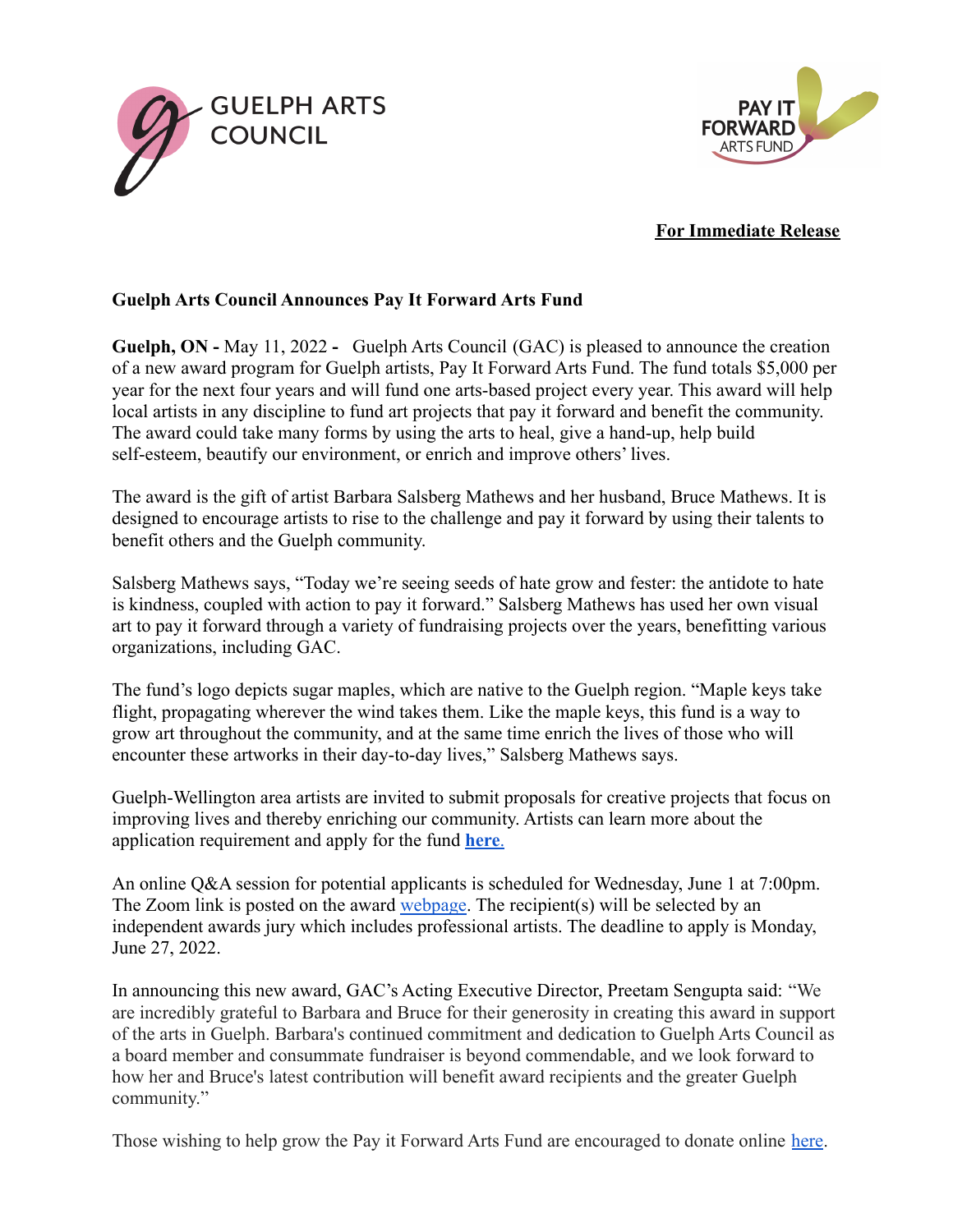GUELPH ARTS COUNCIL

PAY IT FORWARD ARTS FUND

**For Immediate Release**

**Guelph Arts Council Announces Pay It Forward Arts Fund**

**Guelph, ON -** May 11, 2022 **-** Guelph Arts Council (GAC) is pleased to announce the creation of a new award program for Guelph artists, Pay It Forward Arts Fund. The fund totals $5,000 per year for the next four years and will fund one arts-based project every year. This award will help local artists in any discipline to fund art projects that pay it forward and benefit the community. The award could take many forms by using the arts to heal, give a hand-up, help build self-esteem, beautify our environment, or enrich and improve others' lives.

The award is the gift of artist Barbara Salsberg Mathews and her husband, Bruce Mathews. It is designed to encourage artists to rise to the challenge and pay it forward by using their talents to benefit others and the Guelph community.

Salsberg Mathews says, "Today we're seeing seeds of hate grow and fester: the antidote to hate is kindness, coupled with action to pay it forward." Salsberg Mathews has used her own visual art to pay it forward through a variety of fundraising projects over the years, benefitting various organizations, including GAC.

The fund's logo depicts sugar maples, which are native to the Guelph region. "Maple keys take flight, propagating wherever the wind takes them. Like the maple keys, this fund is a way to grow art throughout the community, and at the same time enrich the lives of those who will encounter these artworks in their day-to-day lives," Salsberg Mathews says.

Guelph-Wellington area artists are invited to submit proposals for creative projects that focus on improving lives and thereby enriching our community. Artists can learn more about the application requirement and apply for the fund **here**.

An online Q&A session for potential applicants is scheduled for Wednesday, June 1 at 7:00pm. The Zoom link is posted on the award webpage. The recipient(s) will be selected by an independent awards jury which includes professional artists. The deadline to apply is Monday, June 27, 2022.

In announcing this new award, GAC's Acting Executive Director, Preetam Sengupta said: "We are incredibly grateful to Barbara and Bruce for their generosity in creating this award in support of the arts in Guelph. Barbara's continued commitment and dedication to Guelph Arts Council as a board member and consummate fundraiser is beyond commendable, and we look forward to how her and Bruce's latest contribution will benefit award recipients and the greater Guelph community."

Those wishing to help grow the Pay it Forward Arts Fund are encouraged to donate online here.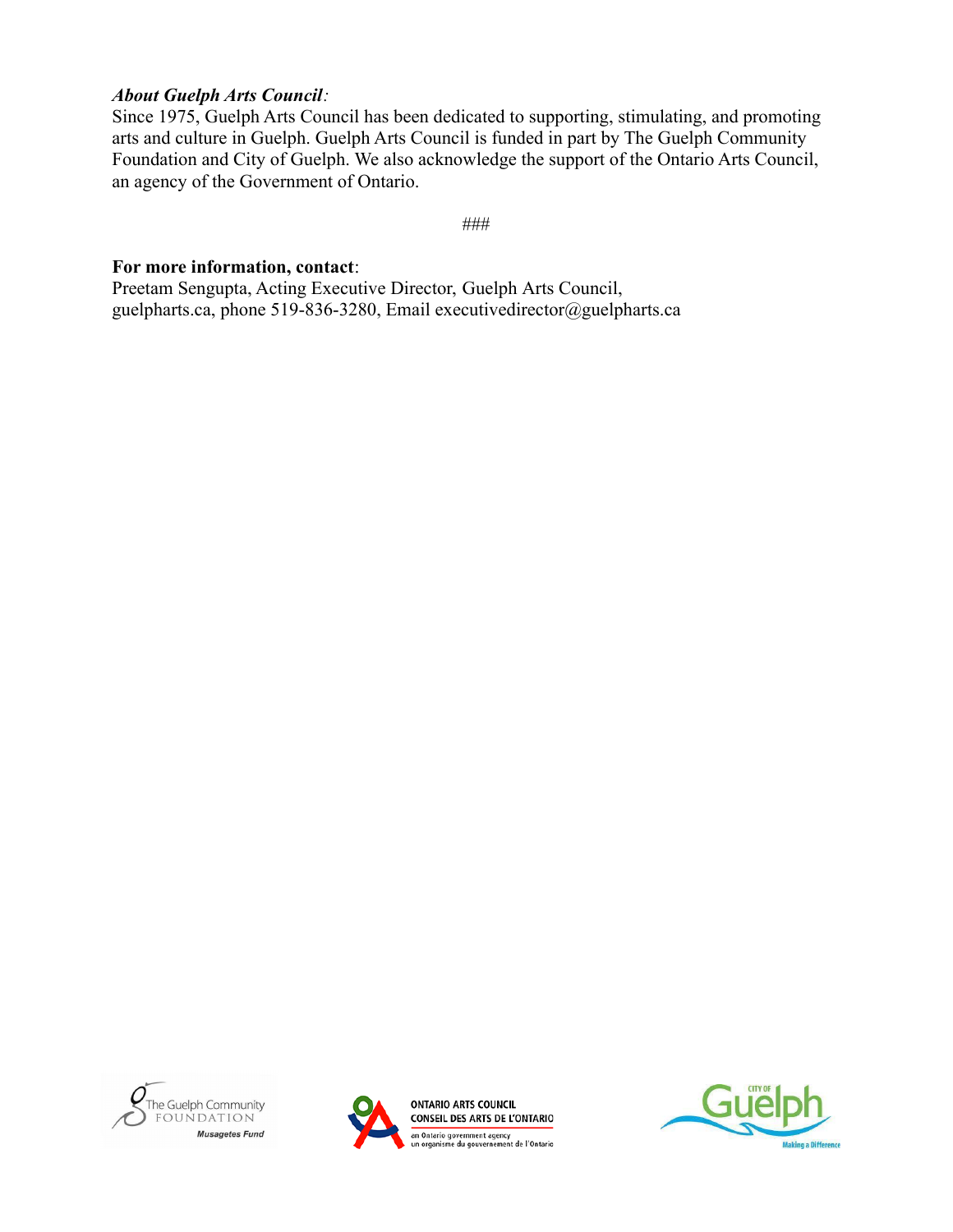***About Guelph Arts Council**:*

Since 1975, Guelph Arts Council has been dedicated to supporting, stimulating, and promoting arts and culture in Guelph. Guelph Arts Council is funded in part by The Guelph Community Foundation and City of Guelph. We also acknowledge the support of the Ontario Arts Council, an agency of the Government of Ontario.

###

**For more information, contact**:

Preetam Sengupta, Acting Executive Director, Guelph Arts Council,
guelpharts.ca, phone 519-836-3280, Email executivedirector@guelpharts.ca